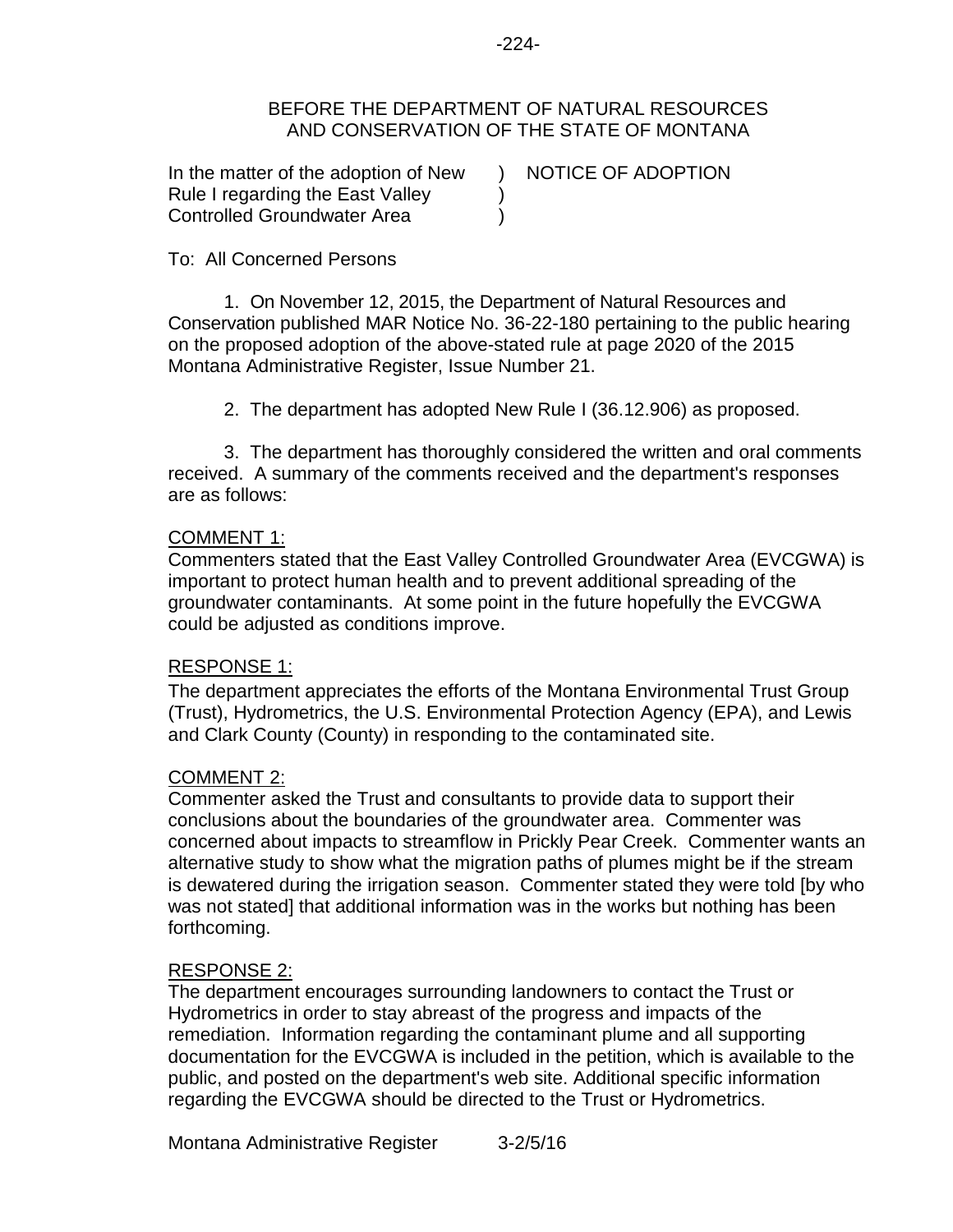BEFORE THE DEPARTMENT OF NATURAL RESOURCES
AND CONSERVATION OF THE STATE OF MONTANA

| | | |
|---|---|---|
| In the matter of the adoption of New Rule I regarding the East Valley Controlled Groundwater Area | ) ) ) | NOTICE OF ADOPTION |

To: All Concerned Persons

1. On November 12, 2015, the Department of Natural Resources and Conservation published MAR Notice No. 36-22-180 pertaining to the public hearing on the proposed adoption of the above-stated rule at page 2020 of the 2015 Montana Administrative Register, Issue Number 21.

2. The department has adopted New Rule I (36.12.906) as proposed.

3. The department has thoroughly considered the written and oral comments received. A summary of the comments received and the department's responses are as follows:

COMMENT 1:
Commenters stated that the East Valley Controlled Groundwater Area (EVCGWA) is important to protect human health and to prevent additional spreading of the groundwater contaminants. At some point in the future hopefully the EVCGWA could be adjusted as conditions improve.

RESPONSE 1:
The department appreciates the efforts of the Montana Environmental Trust Group (Trust), Hydrometrics, the U.S. Environmental Protection Agency (EPA), and Lewis and Clark County (County) in responding to the contaminated site.

COMMENT 2:
Commenter asked the Trust and consultants to provide data to support their conclusions about the boundaries of the groundwater area. Commenter was concerned about impacts to streamflow in Prickly Pear Creek. Commenter wants an alternative study to show what the migration paths of plumes might be if the stream is dewatered during the irrigation season. Commenter stated they were told [by who was not stated] that additional information was in the works but nothing has been forthcoming.

RESPONSE 2:
The department encourages surrounding landowners to contact the Trust or Hydrometrics in order to stay abreast of the progress and impacts of the remediation. Information regarding the contaminant plume and all supporting documentation for the EVCGWA is included in the petition, which is available to the public, and posted on the department's web site. Additional specific information regarding the EVCGWA should be directed to the Trust or Hydrometrics.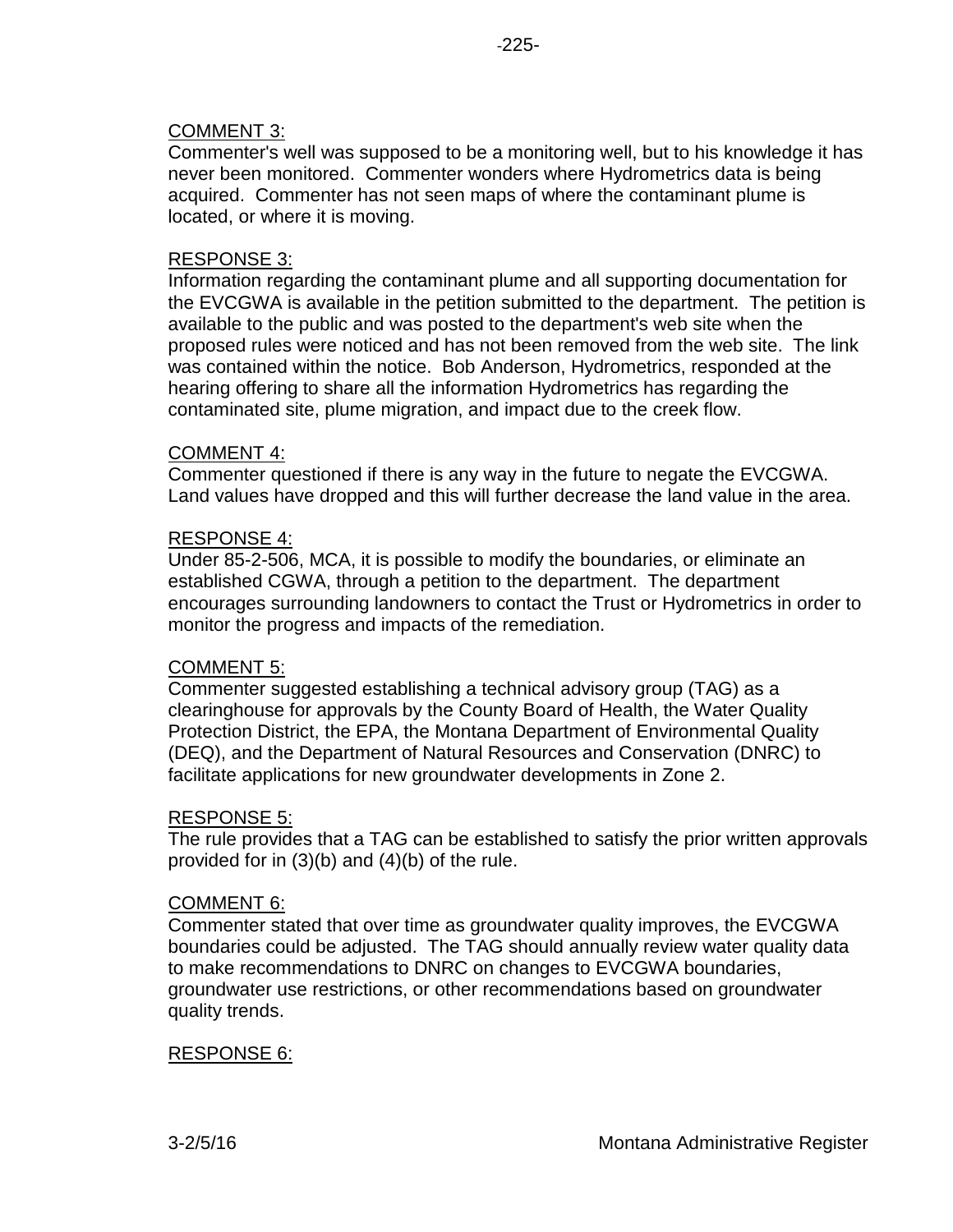COMMENT 3:

Commenter's well was supposed to be a monitoring well, but to his knowledge it has never been monitored. Commenter wonders where Hydrometrics data is being acquired. Commenter has not seen maps of where the contaminant plume is located, or where it is moving.

RESPONSE 3:

Information regarding the contaminant plume and all supporting documentation for the EVCGWA is available in the petition submitted to the department. The petition is available to the public and was posted to the department's web site when the proposed rules were noticed and has not been removed from the web site. The link was contained within the notice. Bob Anderson, Hydrometrics, responded at the hearing offering to share all the information Hydrometrics has regarding the contaminated site, plume migration, and impact due to the creek flow.

COMMENT 4:

Commenter questioned if there is any way in the future to negate the EVCGWA. Land values have dropped and this will further decrease the land value in the area.

RESPONSE 4:

Under 85-2-506, MCA, it is possible to modify the boundaries, or eliminate an established CGWA, through a petition to the department. The department encourages surrounding landowners to contact the Trust or Hydrometrics in order to monitor the progress and impacts of the remediation.

COMMENT 5:

Commenter suggested establishing a technical advisory group (TAG) as a clearinghouse for approvals by the County Board of Health, the Water Quality Protection District, the EPA, the Montana Department of Environmental Quality (DEQ), and the Department of Natural Resources and Conservation (DNRC) to facilitate applications for new groundwater developments in Zone 2.

RESPONSE 5:

The rule provides that a TAG can be established to satisfy the prior written approvals provided for in (3)(b) and (4)(b) of the rule.

COMMENT 6:

Commenter stated that over time as groundwater quality improves, the EVCGWA boundaries could be adjusted. The TAG should annually review water quality data to make recommendations to DNRC on changes to EVCGWA boundaries, groundwater use restrictions, or other recommendations based on groundwater quality trends.

RESPONSE 6: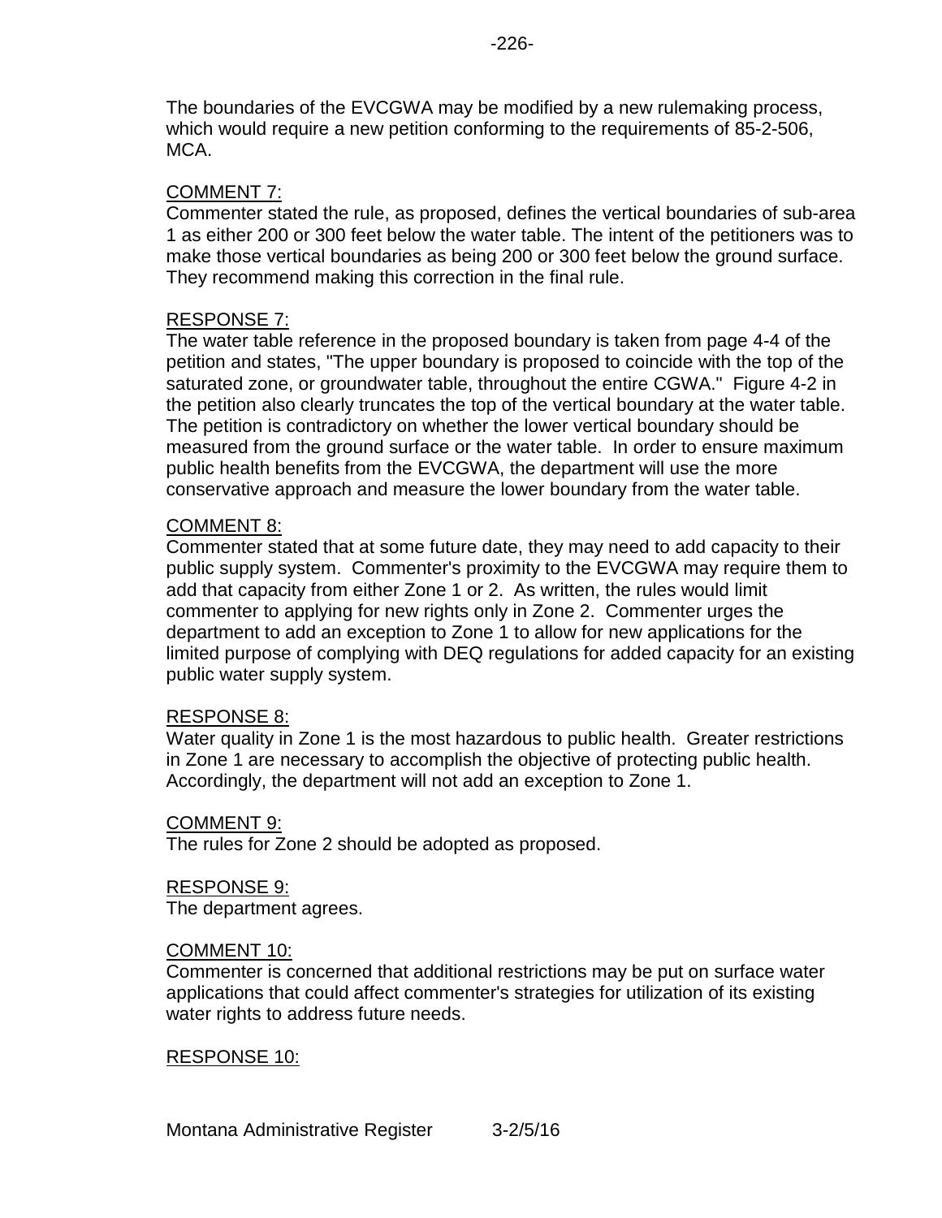The boundaries of the EVCGWA may be modified by a new rulemaking process, which would require a new petition conforming to the requirements of 85-2-506, MCA.

COMMENT 7:
Commenter stated the rule, as proposed, defines the vertical boundaries of sub-area 1 as either 200 or 300 feet below the water table. The intent of the petitioners was to make those vertical boundaries as being 200 or 300 feet below the ground surface. They recommend making this correction in the final rule.

RESPONSE 7:
The water table reference in the proposed boundary is taken from page 4-4 of the petition and states, "The upper boundary is proposed to coincide with the top of the saturated zone, or groundwater table, throughout the entire CGWA." Figure 4-2 in the petition also clearly truncates the top of the vertical boundary at the water table. The petition is contradictory on whether the lower vertical boundary should be measured from the ground surface or the water table. In order to ensure maximum public health benefits from the EVCGWA, the department will use the more conservative approach and measure the lower boundary from the water table.

COMMENT 8:
Commenter stated that at some future date, they may need to add capacity to their public supply system. Commenter's proximity to the EVCGWA may require them to add that capacity from either Zone 1 or 2. As written, the rules would limit commenter to applying for new rights only in Zone 2. Commenter urges the department to add an exception to Zone 1 to allow for new applications for the limited purpose of complying with DEQ regulations for added capacity for an existing public water supply system.

RESPONSE 8:
Water quality in Zone 1 is the most hazardous to public health. Greater restrictions in Zone 1 are necessary to accomplish the objective of protecting public health. Accordingly, the department will not add an exception to Zone 1.

COMMENT 9:
The rules for Zone 2 should be adopted as proposed.

RESPONSE 9:
The department agrees.

COMMENT 10:
Commenter is concerned that additional restrictions may be put on surface water applications that could affect commenter's strategies for utilization of its existing water rights to address future needs.

RESPONSE 10: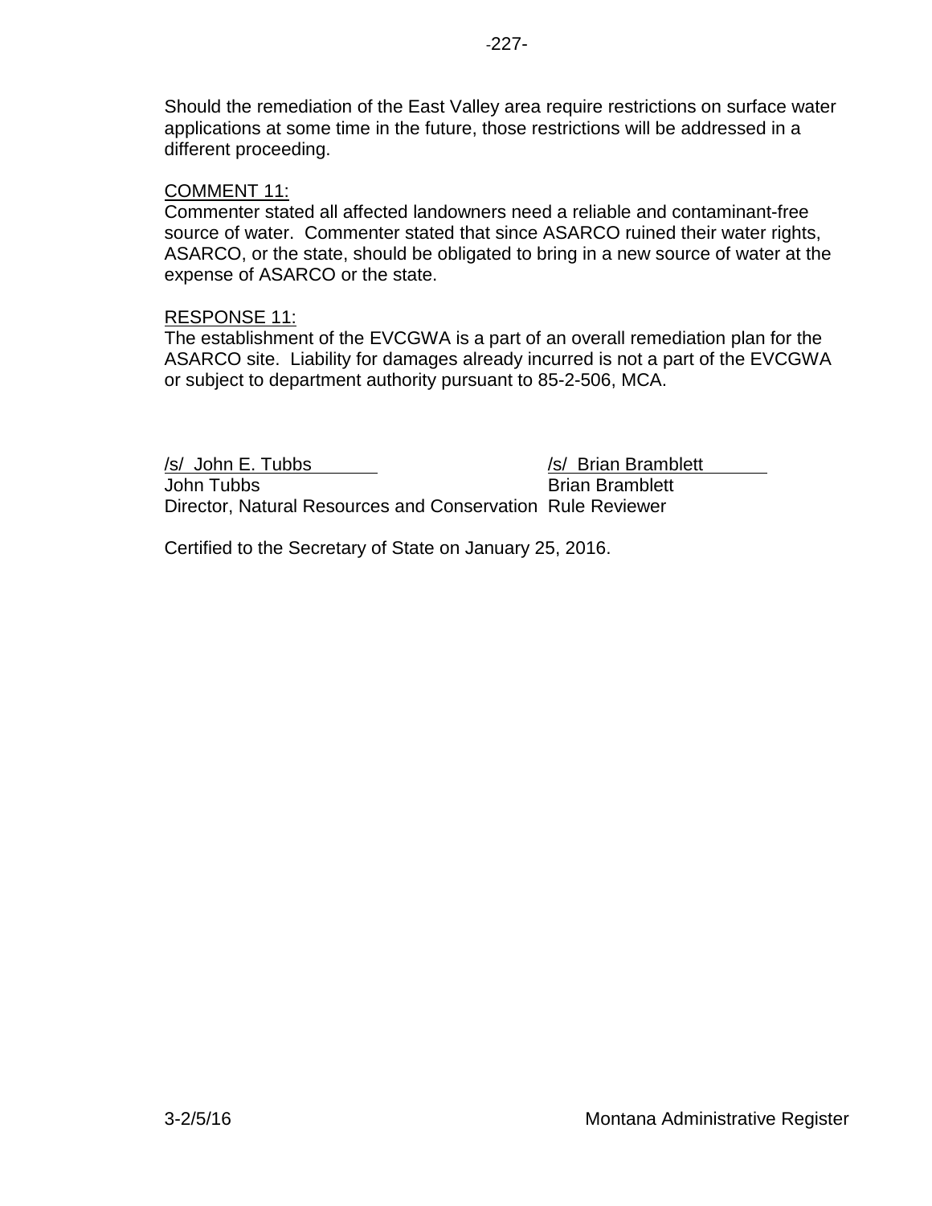Should the remediation of the East Valley area require restrictions on surface water applications at some time in the future, those restrictions will be addressed in a different proceeding.

COMMENT 11:
Commenter stated all affected landowners need a reliable and contaminant-free source of water. Commenter stated that since ASARCO ruined their water rights, ASARCO, or the state, should be obligated to bring in a new source of water at the expense of ASARCO or the state.

RESPONSE 11:
The establishment of the EVCGWA is a part of an overall remediation plan for the ASARCO site. Liability for damages already incurred is not a part of the EVCGWA or subject to department authority pursuant to 85-2-506, MCA.

| | |
|---|---|
| /s/ John E. Tubbs | /s/ Brian Bramblett |
| John Tubbs | Brian Bramblett |
| Director, Natural Resources and Conservation | Rule Reviewer |

Certified to the Secretary of State on January 25, 2016.